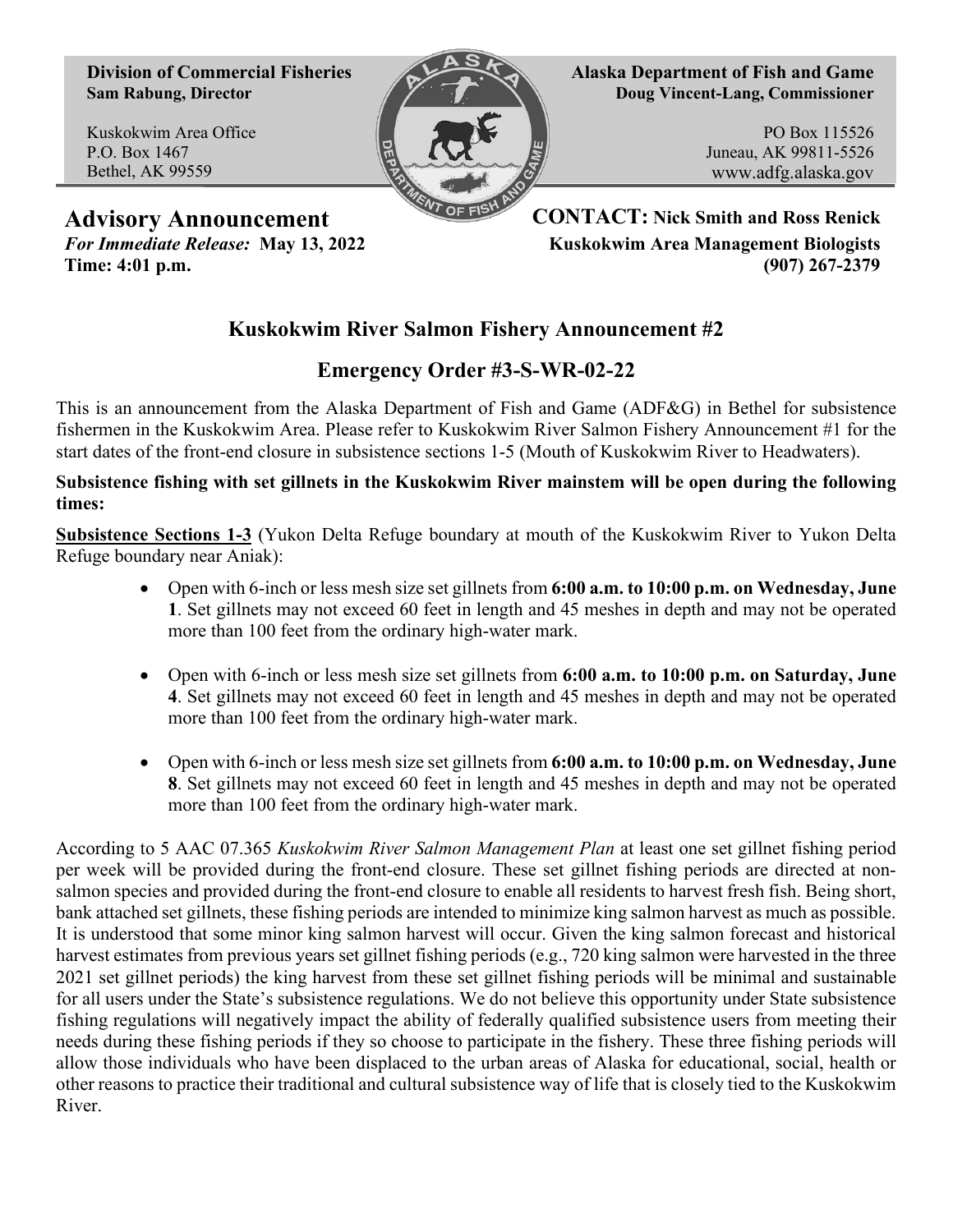**Division of Commercial Fisheries**
**Sam Rabung, Director**

Kuskokwim Area Office
P.O. Box 1467
Bethel, AK 99559

**Alaska Department of Fish and Game**
**Doug Vincent-Lang, Commissioner**

PO Box 115526
Juneau, AK 99811-5526
www.adfg.alaska.gov

## Advisory Announcement

***For Immediate Release:*** **May 13, 2022**
**Time: 4:01 p.m.**

**CONTACT: Nick Smith and Ross Renick**
**Kuskokwim Area Management Biologists**
**(907) 267-2379**

## Kuskokwim River Salmon Fishery Announcement #2

## Emergency Order #3-S-WR-02-22

This is an announcement from the Alaska Department of Fish and Game (ADF&G) in Bethel for subsistence fishermen in the Kuskokwim Area. Please refer to Kuskokwim River Salmon Fishery Announcement #1 for the start dates of the front-end closure in subsistence sections 1-5 (Mouth of Kuskokwim River to Headwaters).

**Subsistence fishing with set gillnets in the Kuskokwim River mainstem will be open during the following times:**

**Subsistence Sections 1-3** (Yukon Delta Refuge boundary at mouth of the Kuskokwim River to Yukon Delta Refuge boundary near Aniak):

- Open with 6-inch or less mesh size set gillnets from **6:00 a.m. to 10:00 p.m. on Wednesday, June 1**. Set gillnets may not exceed 60 feet in length and 45 meshes in depth and may not be operated more than 100 feet from the ordinary high-water mark.
- Open with 6-inch or less mesh size set gillnets from **6:00 a.m. to 10:00 p.m. on Saturday, June 4**. Set gillnets may not exceed 60 feet in length and 45 meshes in depth and may not be operated more than 100 feet from the ordinary high-water mark.
- Open with 6-inch or less mesh size set gillnets from **6:00 a.m. to 10:00 p.m. on Wednesday, June 8**. Set gillnets may not exceed 60 feet in length and 45 meshes in depth and may not be operated more than 100 feet from the ordinary high-water mark.

According to 5 AAC 07.365 *Kuskokwim River Salmon Management Plan* at least one set gillnet fishing period per week will be provided during the front-end closure. These set gillnet fishing periods are directed at non-salmon species and provided during the front-end closure to enable all residents to harvest fresh fish. Being short, bank attached set gillnets, these fishing periods are intended to minimize king salmon harvest as much as possible. It is understood that some minor king salmon harvest will occur. Given the king salmon forecast and historical harvest estimates from previous years set gillnet fishing periods (e.g., 720 king salmon were harvested in the three 2021 set gillnet periods) the king harvest from these set gillnet fishing periods will be minimal and sustainable for all users under the State's subsistence regulations. We do not believe this opportunity under State subsistence fishing regulations will negatively impact the ability of federally qualified subsistence users from meeting their needs during these fishing periods if they so choose to participate in the fishery. These three fishing periods will allow those individuals who have been displaced to the urban areas of Alaska for educational, social, health or other reasons to practice their traditional and cultural subsistence way of life that is closely tied to the Kuskokwim River.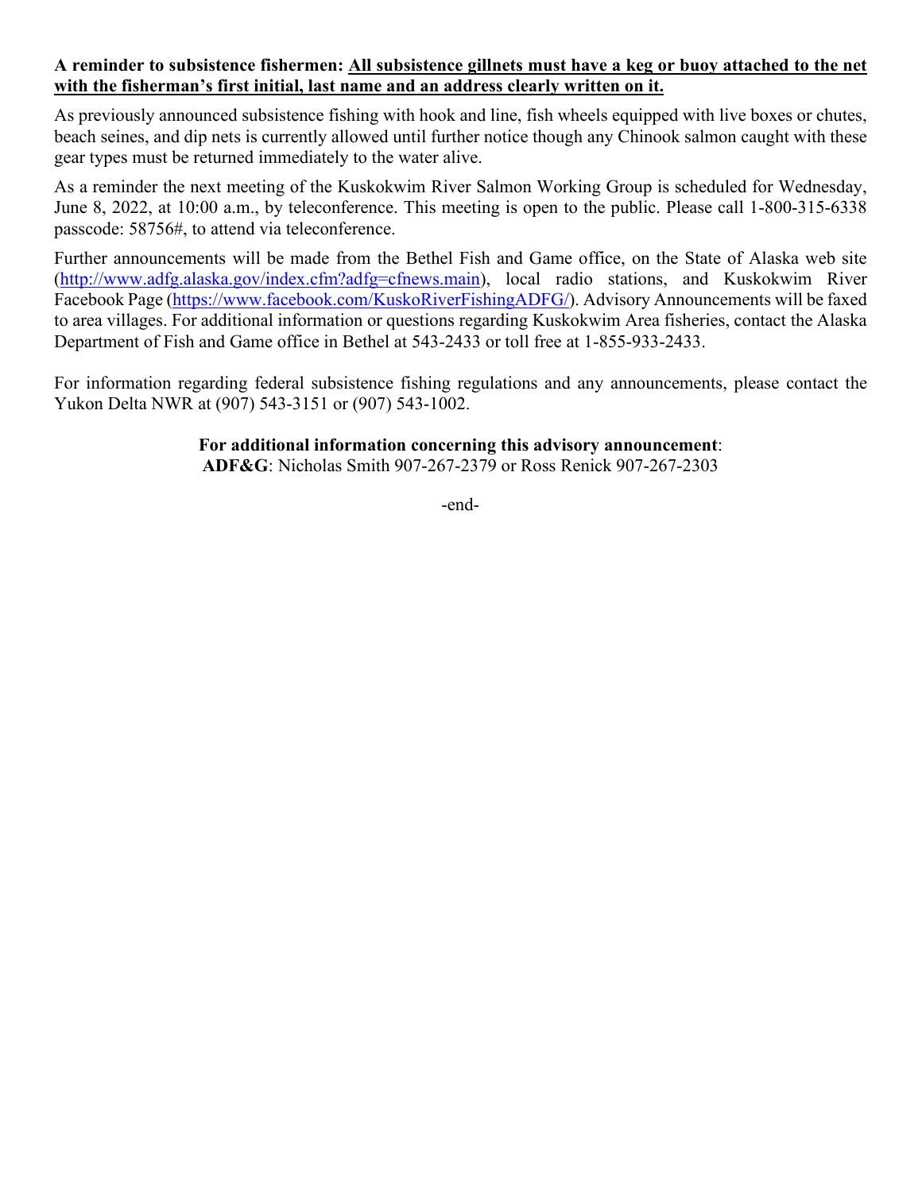**A reminder to subsistence fishermen: All subsistence gillnets must have a keg or buoy attached to the net with the fisherman's first initial, last name and an address clearly written on it.**

As previously announced subsistence fishing with hook and line, fish wheels equipped with live boxes or chutes, beach seines, and dip nets is currently allowed until further notice though any Chinook salmon caught with these gear types must be returned immediately to the water alive.

As a reminder the next meeting of the Kuskokwim River Salmon Working Group is scheduled for Wednesday, June 8, 2022, at 10:00 a.m., by teleconference. This meeting is open to the public. Please call 1-800-315-6338 passcode: 58756#, to attend via teleconference.

Further announcements will be made from the Bethel Fish and Game office, on the State of Alaska web site (http://www.adfg.alaska.gov/index.cfm?adfg=cfnews.main), local radio stations, and Kuskokwim River Facebook Page (https://www.facebook.com/KuskoRiverFishingADFG/). Advisory Announcements will be faxed to area villages. For additional information or questions regarding Kuskokwim Area fisheries, contact the Alaska Department of Fish and Game office in Bethel at 543-2433 or toll free at 1-855-933-2433.

For information regarding federal subsistence fishing regulations and any announcements, please contact the Yukon Delta NWR at (907) 543-3151 or (907) 543-1002.

**For additional information concerning this advisory announcement**:
**ADF&G**: Nicholas Smith 907-267-2379 or Ross Renick 907-267-2303

-end-